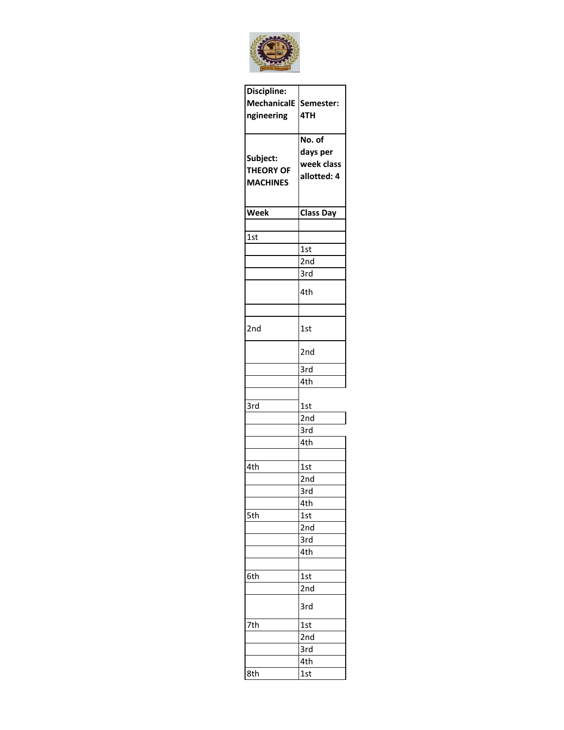| Discipline: MechanicalEngineering | Semester: 4TH |
|---|---|
| Subject: THEORY OF MACHINES | No. of days per week class allotted: 4 |
| Week | Class Day |
| | |
| 1st | |
| | 1st |
| | 2nd |
| | 3rd |
| | 4th |
| | |
| 2nd | 1st |
| | 2nd |
| | 3rd |
| | 4th |
| | |
| 3rd | 1st |
| | 2nd |
| | 3rd |
| | 4th |
| | |
| 4th | 1st |
| | 2nd |
| | 3rd |
| | 4th |
| 5th | 1st |
| | 2nd |
| | 3rd |
| | 4th |
| | |
| 6th | 1st |
| | 2nd |
| | 3rd |
| 7th | 1st |
| | 2nd |
| | 3rd |
| | 4th |
| 8th | 1st |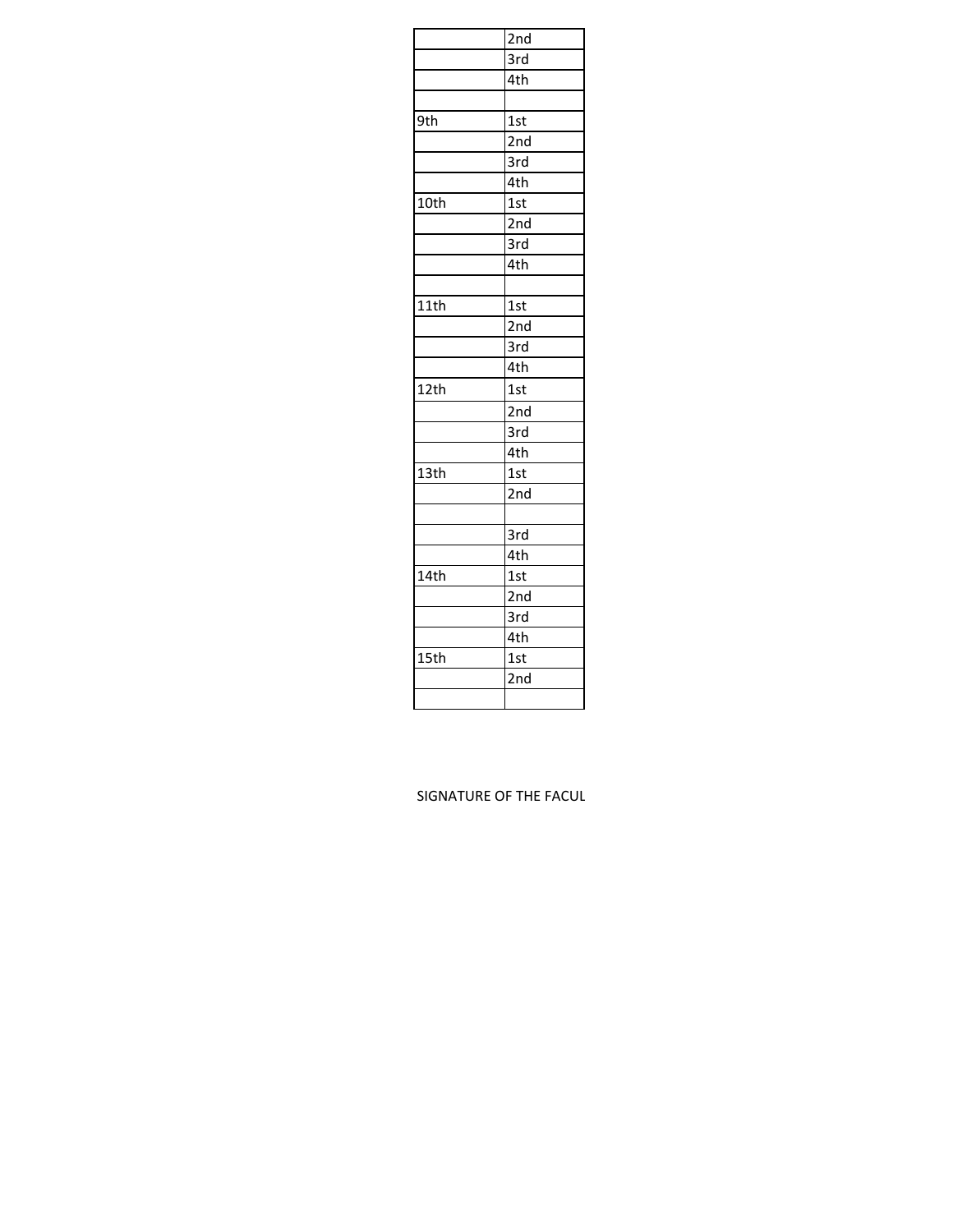| | |
|---|---|
| | 2nd |
| | 3rd |
| | 4th |
| | |
| 9th | 1st |
| | 2nd |
| | 3rd |
| | 4th |
| 10th | 1st |
| | 2nd |
| | 3rd |
| | 4th |
| | |
| 11th | 1st |
| | 2nd |
| | 3rd |
| | 4th |
| 12th | 1st |
| | 2nd |
| | 3rd |
| | 4th |
| 13th | 1st |
| | 2nd |
| | |
| | 3rd |
| | 4th |
| 14th | 1st |
| | 2nd |
| | 3rd |
| | 4th |
| 15th | 1st |
| | 2nd |
| | |

SIGNATURE OF THE FACUL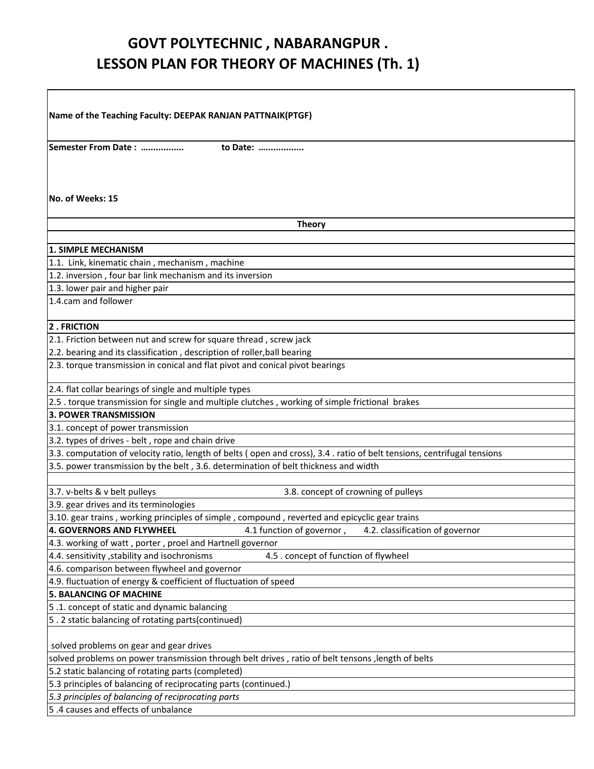# GOVT POLYTECHNIC , NABARANGPUR .
## LESSON PLAN FOR THEORY OF MACHINES (Th. 1)

| |
|---|
| **Name of the Teaching Faculty: DEEPAK RANJAN PATTNAIK(PTGF)** |
| **Semester From Date : …………….. to Date: ……………..** <br><br> **No. of Weeks: 15** |
| **Theory** |
| |
| **1. SIMPLE MECHANISM** |
| 1.1. Link, kinematic chain , mechanism , machine |
| 1.2. inversion , four bar link mechanism and its inversion |
| 1.3. lower pair and higher pair |
| 1.4.cam and follower |
| **2 . FRICTION** |
| 2.1. Friction between nut and screw for square thread , screw jack <br> 2.2. bearing and its classification , description of roller,ball bearing |
| 2.3. torque transmission in conical and flat pivot and conical pivot bearings |
| 2.4. flat collar bearings of single and multiple types |
| 2.5 . torque transmission for single and multiple clutches , working of simple frictional brakes |
| **3. POWER TRANSMISSION** |
| 3.1. concept of power transmission |
| 3.2. types of drives - belt , rope and chain drive |
| 3.3. computation of velocity ratio, length of belts ( open and cross), 3.4 . ratio of belt tensions, centrifugal tensions |
| 3.5. power transmission by the belt , 3.6. determination of belt thickness and width |
| |
| 3.7. v-belts & v belt pulleys 3.8. concept of crowning of pulleys |
| 3.9. gear drives and its terminologies |
| 3.10. gear trains , working principles of simple , compound , reverted and epicyclic gear trains |
| **4. GOVERNORS AND FLYWHEEL** 4.1 function of governor , 4.2. classification of governor |
| 4.3. working of watt , porter , proel and Hartnell governor |
| 4.4. sensitivity ,stability and isochronisms 4.5 . concept of function of flywheel |
| 4.6. comparison between flywheel and governor |
| 4.9. fluctuation of energy & coefficient of fluctuation of speed |
| **5. BALANCING OF MACHINE** |
| 5 .1. concept of static and dynamic balancing |
| 5 . 2 static balancing of rotating parts(continued) |
| solved problems on gear and gear drives |
| solved problems on power transmission through belt drives , ratio of belt tensons ,length of belts |
| 5.2 static balancing of rotating parts (completed) |
| 5.3 principles of balancing of reciprocating parts (continued.) |
| *5.3 principles of balancing of reciprocating parts* |
| 5 .4 causes and effects of unbalance |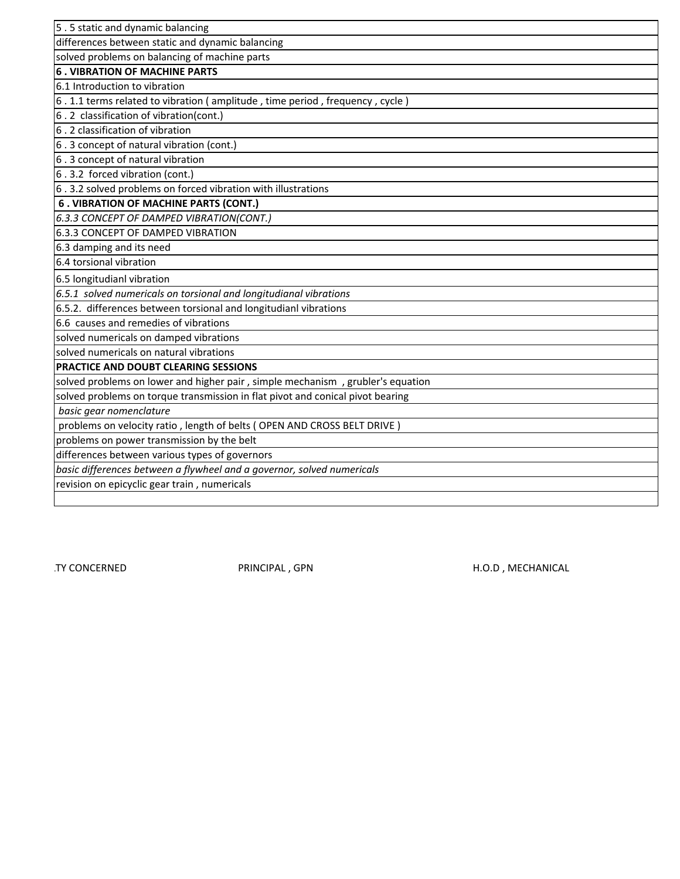| 5 . 5 static and dynamic balancing |
|---|
| differences between static and dynamic balancing |
| solved problems on balancing of machine parts |
| **6 . VIBRATION OF MACHINE PARTS** |
| 6.1 Introduction to vibration |
| 6 . 1.1 terms related to vibration ( amplitude , time period , frequency , cycle ) |
| 6 . 2  classification of vibration(cont.) |
| 6 . 2 classification of vibration |
| 6 . 3 concept of natural vibration (cont.) |
| 6 . 3 concept of natural vibration |
| 6 . 3.2  forced vibration (cont.) |
| 6 . 3.2 solved problems on forced vibration with illustrations |
| **6 . VIBRATION OF MACHINE PARTS (CONT.)** |
| *6.3.3 CONCEPT OF DAMPED VIBRATION(CONT.)* |
| 6.3.3 CONCEPT OF DAMPED VIBRATION |
| 6.3 damping and its need |
| 6.4 torsional vibration |
| 6.5 longitudianl vibration |
| *6.5.1  solved numericals on torsional and longitudianal vibrations* |
| 6.5.2.  differences between torsional and longitudianl vibrations |
| 6.6  causes and remedies of vibrations |
| solved numericals on damped vibrations |
| solved numericals on natural vibrations |
| **PRACTICE AND DOUBT CLEARING SESSIONS** |
| solved problems on lower and higher pair , simple mechanism  , grubler's equation |
| solved problems on torque transmission in flat pivot and conical pivot bearing |
| *basic gear nomenclature* |
| problems on velocity ratio , length of belts ( OPEN AND CROSS BELT DRIVE ) |
| problems on power transmission by the belt |
| differences between various types of governors |
| *basic differences between a flywheel and a governor, solved numericals* |
| revision on epicyclic gear train , numericals |
| |

.TY CONCERNED PRINCIPAL , GPN H.O.D , MECHANICAL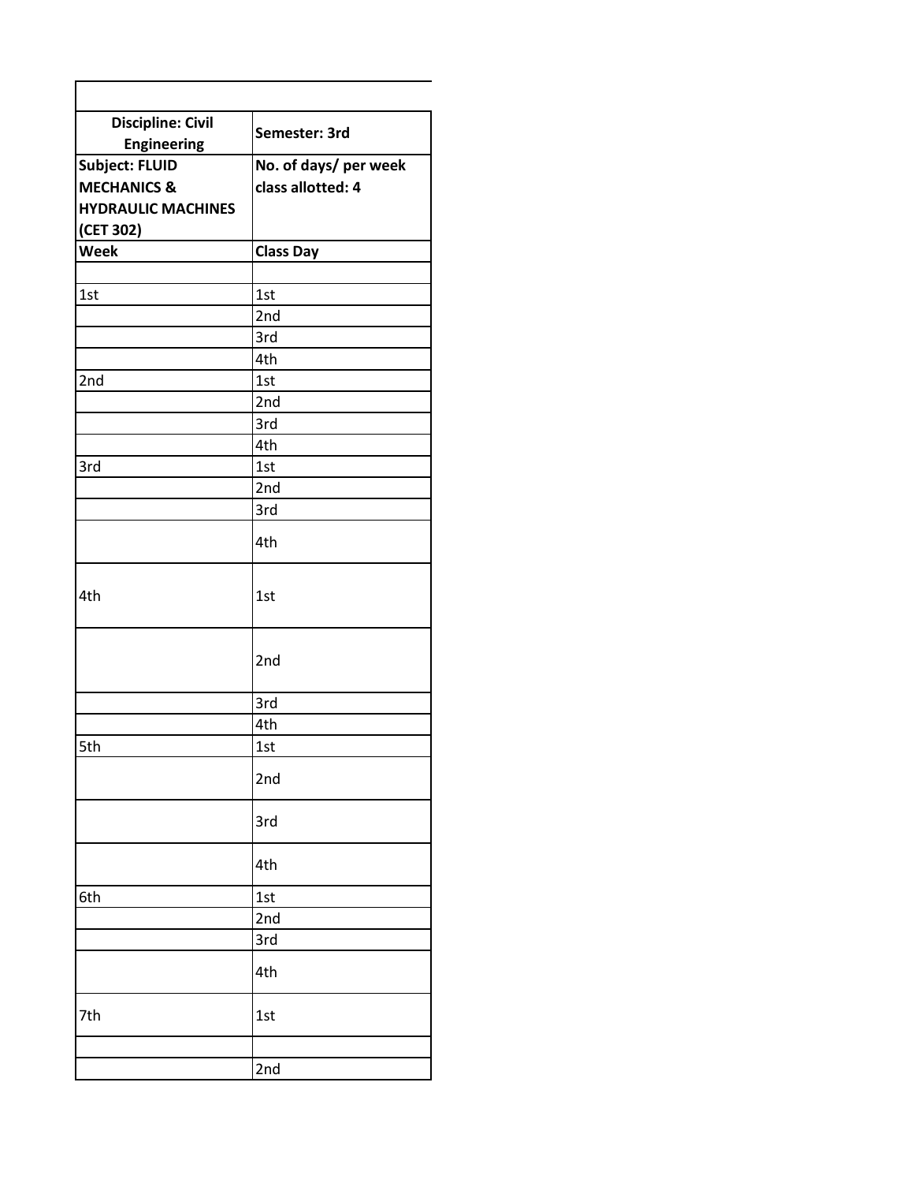| Discipline: Civil Engineering | Semester: 3rd |
|---|---|
| **Subject: FLUID MECHANICS & HYDRAULIC MACHINES (CET 302)** | **No. of days/ per week class allotted: 4** |
| **Week** | **Class Day** |
| | |
| 1st | 1st |
| | 2nd |
| | 3rd |
| | 4th |
| 2nd | 1st |
| | 2nd |
| | 3rd |
| | 4th |
| 3rd | 1st |
| | 2nd |
| | 3rd |
| | 4th |
| 4th | 1st |
| | 2nd |
| | 3rd |
| | 4th |
| 5th | 1st |
| | 2nd |
| | 3rd |
| | 4th |
| 6th | 1st |
| | 2nd |
| | 3rd |
| | 4th |
| 7th | 1st |
| | |
| | 2nd |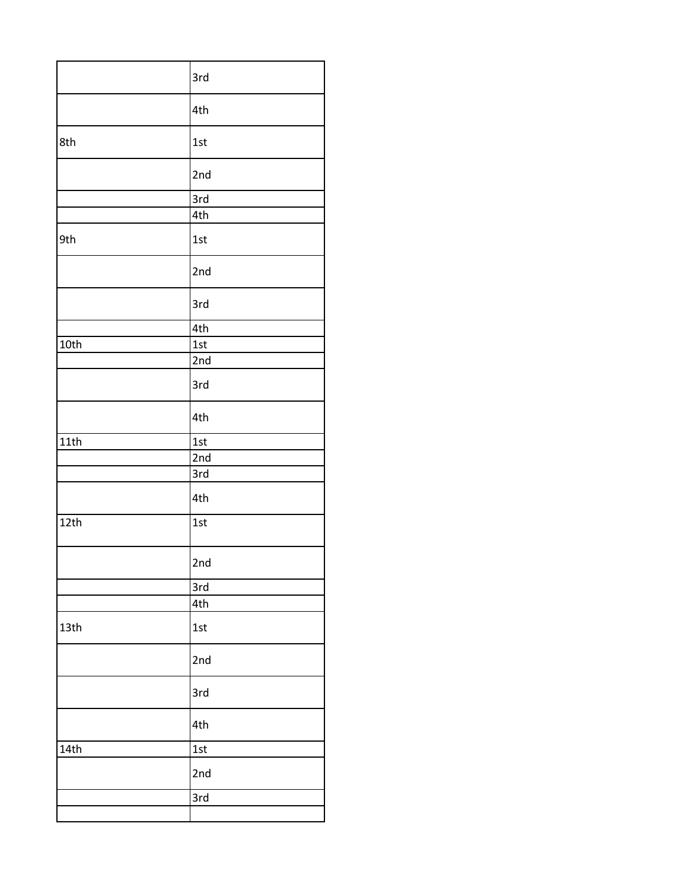| | |
|---|---|
| | 3rd |
| | 4th |
| 8th | 1st |
| | 2nd |
| | 3rd |
| | 4th |
| 9th | 1st |
| | 2nd |
| | 3rd |
| | 4th |
| 10th | 1st |
| | 2nd |
| | 3rd |
| | 4th |
| 11th | 1st |
| | 2nd |
| | 3rd |
| | 4th |
| 12th | 1st |
| | 2nd |
| | 3rd |
| | 4th |
| 13th | 1st |
| | 2nd |
| | 3rd |
| | 4th |
| 14th | 1st |
| | 2nd |
| | 3rd |
| | |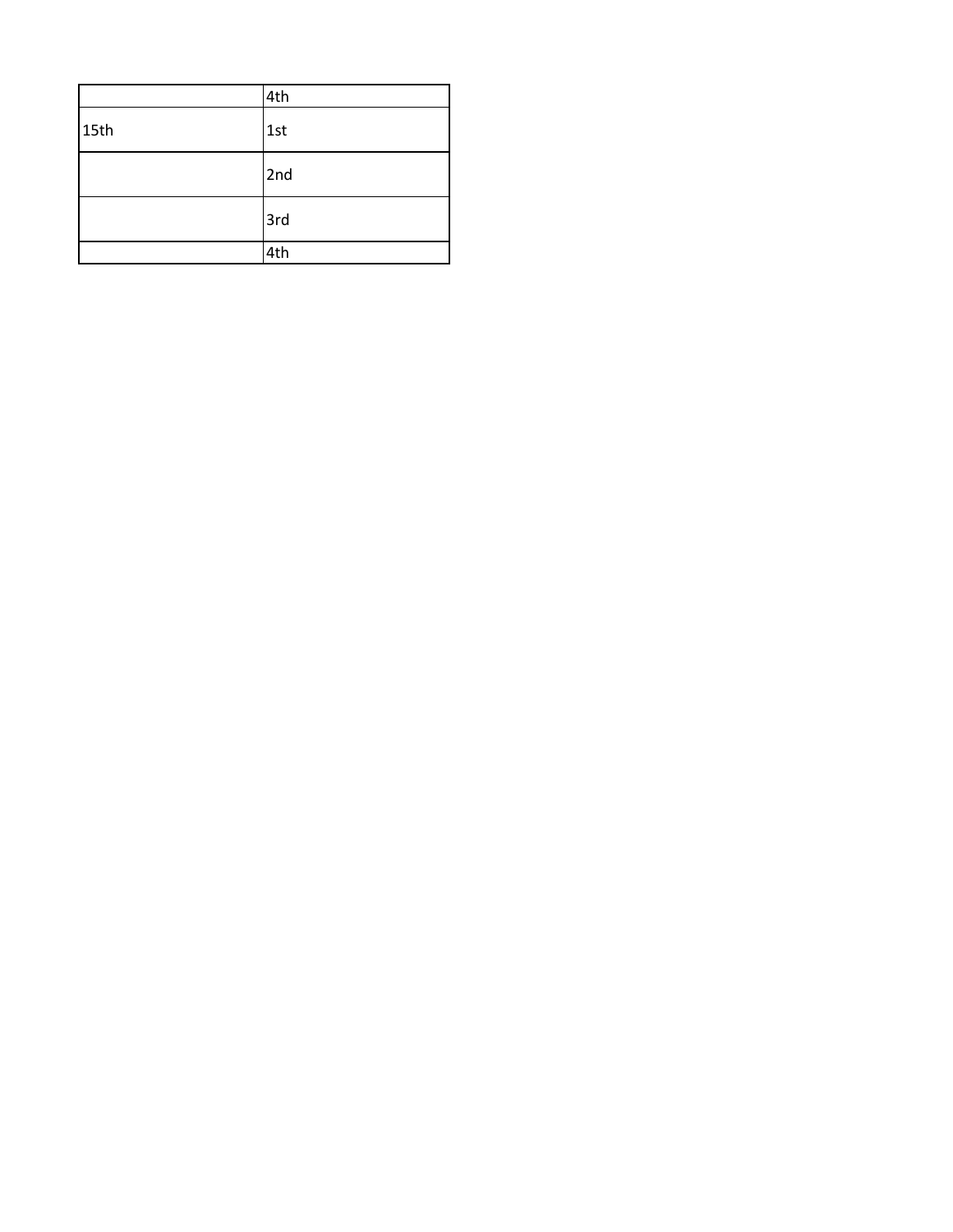|  | 4th |
| --- | --- |
| 15th | 1st |
|  | 2nd |
|  | 3rd |
|  | 4th |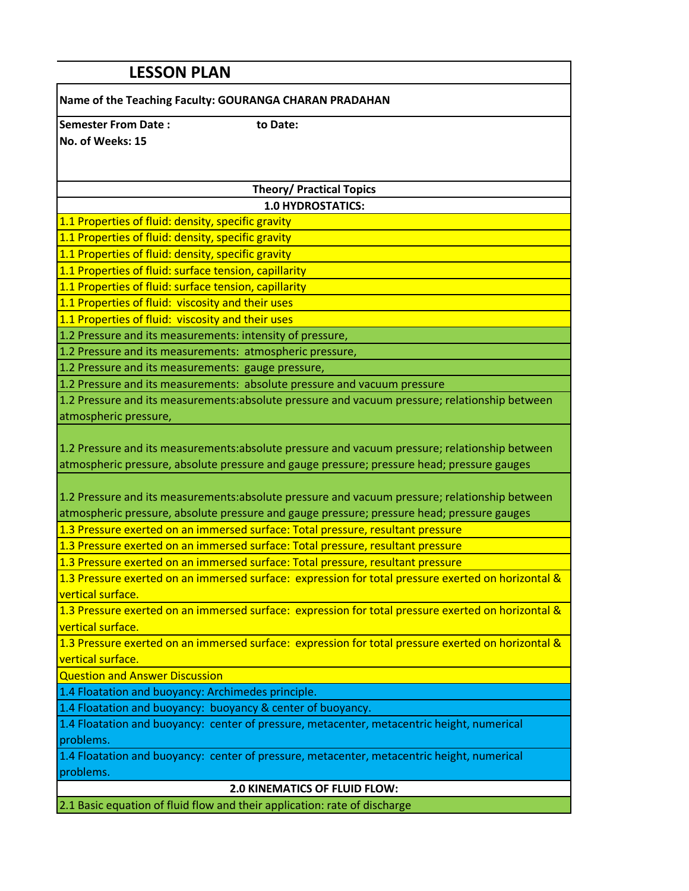# LESSON PLAN

**Name of the Teaching Faculty: GOURANGA CHARAN PRADAHAN**

**Semester From Date :** **to Date:**

**No. of Weeks: 15**

| Theory/ Practical Topics |
|---|
| **1.0 HYDROSTATICS:** |
| 1.1 Properties of fluid: density, specific gravity |
| 1.1 Properties of fluid: density, specific gravity |
| 1.1 Properties of fluid: density, specific gravity |
| 1.1 Properties of fluid: surface tension, capillarity |
| 1.1 Properties of fluid: surface tension, capillarity |
| 1.1 Properties of fluid: viscosity and their uses |
| 1.1 Properties of fluid: viscosity and their uses |
| 1.2 Pressure and its measurements: intensity of pressure, |
| 1.2 Pressure and its measurements: atmospheric pressure, |
| 1.2 Pressure and its measurements: gauge pressure, |
| 1.2 Pressure and its measurements: absolute pressure and vacuum pressure |
| 1.2 Pressure and its measurements:absolute pressure and vacuum pressure; relationship between atmospheric pressure, |
| 1.2 Pressure and its measurements:absolute pressure and vacuum pressure; relationship between atmospheric pressure, absolute pressure and gauge pressure; pressure head; pressure gauges |
| 1.2 Pressure and its measurements:absolute pressure and vacuum pressure; relationship between atmospheric pressure, absolute pressure and gauge pressure; pressure head; pressure gauges |
| 1.3 Pressure exerted on an immersed surface: Total pressure, resultant pressure |
| 1.3 Pressure exerted on an immersed surface: Total pressure, resultant pressure |
| 1.3 Pressure exerted on an immersed surface: Total pressure, resultant pressure |
| 1.3 Pressure exerted on an immersed surface: expression for total pressure exerted on horizontal & vertical surface. |
| 1.3 Pressure exerted on an immersed surface: expression for total pressure exerted on horizontal & vertical surface. |
| 1.3 Pressure exerted on an immersed surface: expression for total pressure exerted on horizontal & vertical surface. |
| Question and Answer Discussion |
| 1.4 Floatation and buoyancy: Archimedes principle. |
| 1.4 Floatation and buoyancy: buoyancy & center of buoyancy. |
| 1.4 Floatation and buoyancy: center of pressure, metacenter, metacentric height, numerical problems. |
| 1.4 Floatation and buoyancy: center of pressure, metacenter, metacentric height, numerical problems. |
| **2.0 KINEMATICS OF FLUID FLOW:** |
| 2.1 Basic equation of fluid flow and their application: rate of discharge |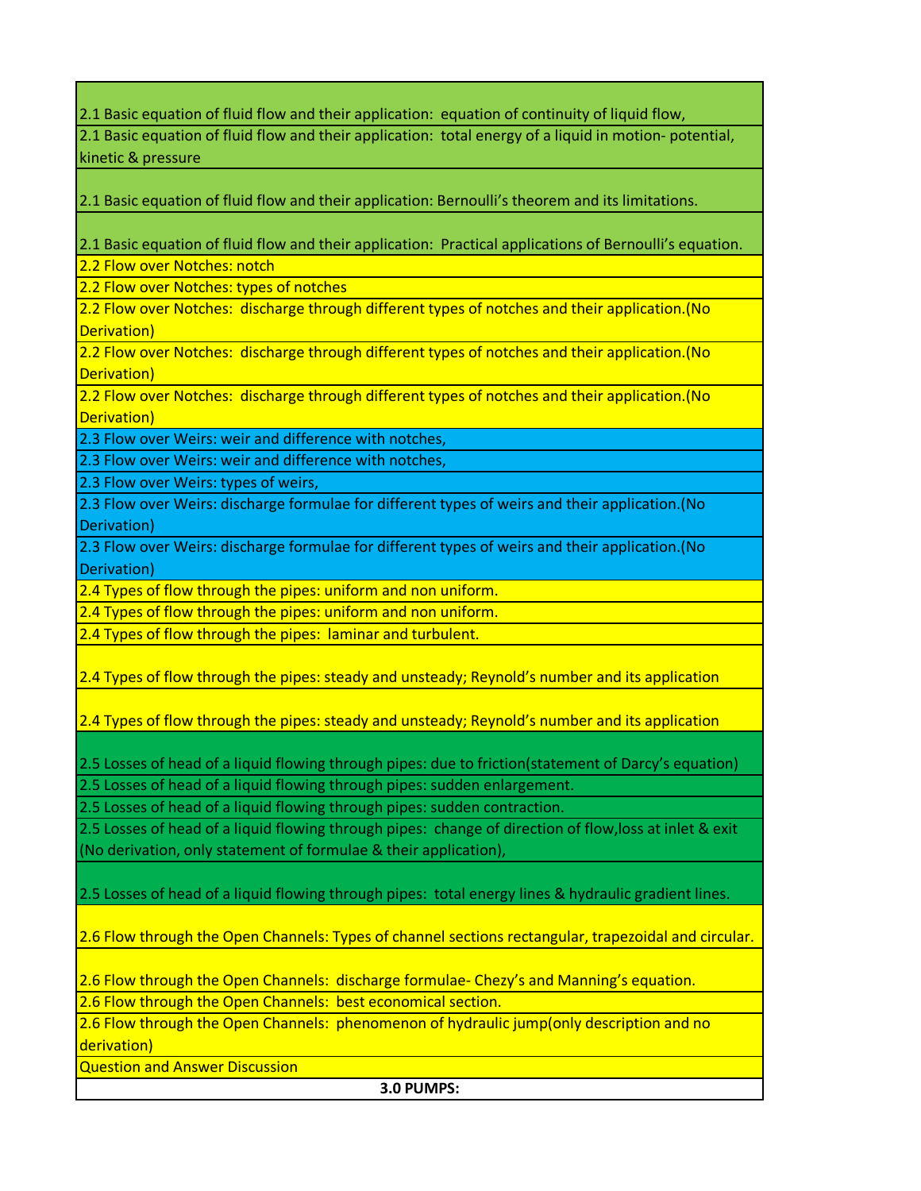| |
|---|
| 2.1 Basic equation of fluid flow and their application: equation of continuity of liquid flow, |
| 2.1 Basic equation of fluid flow and their application: total energy of a liquid in motion- potential, kinetic & pressure |
| 2.1 Basic equation of fluid flow and their application: Bernoulli's theorem and its limitations. |
| 2.1 Basic equation of fluid flow and their application: Practical applications of Bernoulli's equation. |
| 2.2 Flow over Notches: notch |
| 2.2 Flow over Notches: types of notches |
| 2.2 Flow over Notches: discharge through different types of notches and their application.(No Derivation) |
| 2.2 Flow over Notches: discharge through different types of notches and their application.(No Derivation) |
| 2.2 Flow over Notches: discharge through different types of notches and their application.(No Derivation) |
| 2.3 Flow over Weirs: weir and difference with notches, |
| 2.3 Flow over Weirs: weir and difference with notches, |
| 2.3 Flow over Weirs: types of weirs, |
| 2.3 Flow over Weirs: discharge formulae for different types of weirs and their application.(No Derivation) |
| 2.3 Flow over Weirs: discharge formulae for different types of weirs and their application.(No Derivation) |
| 2.4 Types of flow through the pipes: uniform and non uniform. |
| 2.4 Types of flow through the pipes: uniform and non uniform. |
| 2.4 Types of flow through the pipes: laminar and turbulent. |
| 2.4 Types of flow through the pipes: steady and unsteady; Reynold's number and its application |
| 2.4 Types of flow through the pipes: steady and unsteady; Reynold's number and its application |
| 2.5 Losses of head of a liquid flowing through pipes: due to friction(statement of Darcy's equation) |
| 2.5 Losses of head of a liquid flowing through pipes: sudden enlargement. |
| 2.5 Losses of head of a liquid flowing through pipes: sudden contraction. |
| 2.5 Losses of head of a liquid flowing through pipes: change of direction of flow,loss at inlet & exit (No derivation, only statement of formulae & their application), |
| 2.5 Losses of head of a liquid flowing through pipes: total energy lines & hydraulic gradient lines. |
| 2.6 Flow through the Open Channels: Types of channel sections rectangular, trapezoidal and circular. |
| 2.6 Flow through the Open Channels: discharge formulae- Chezy's and Manning's equation. |
| 2.6 Flow through the Open Channels: best economical section. |
| 2.6 Flow through the Open Channels: phenomenon of hydraulic jump(only description and no derivation) |
| Question and Answer Discussion |
| **3.0 PUMPS:** |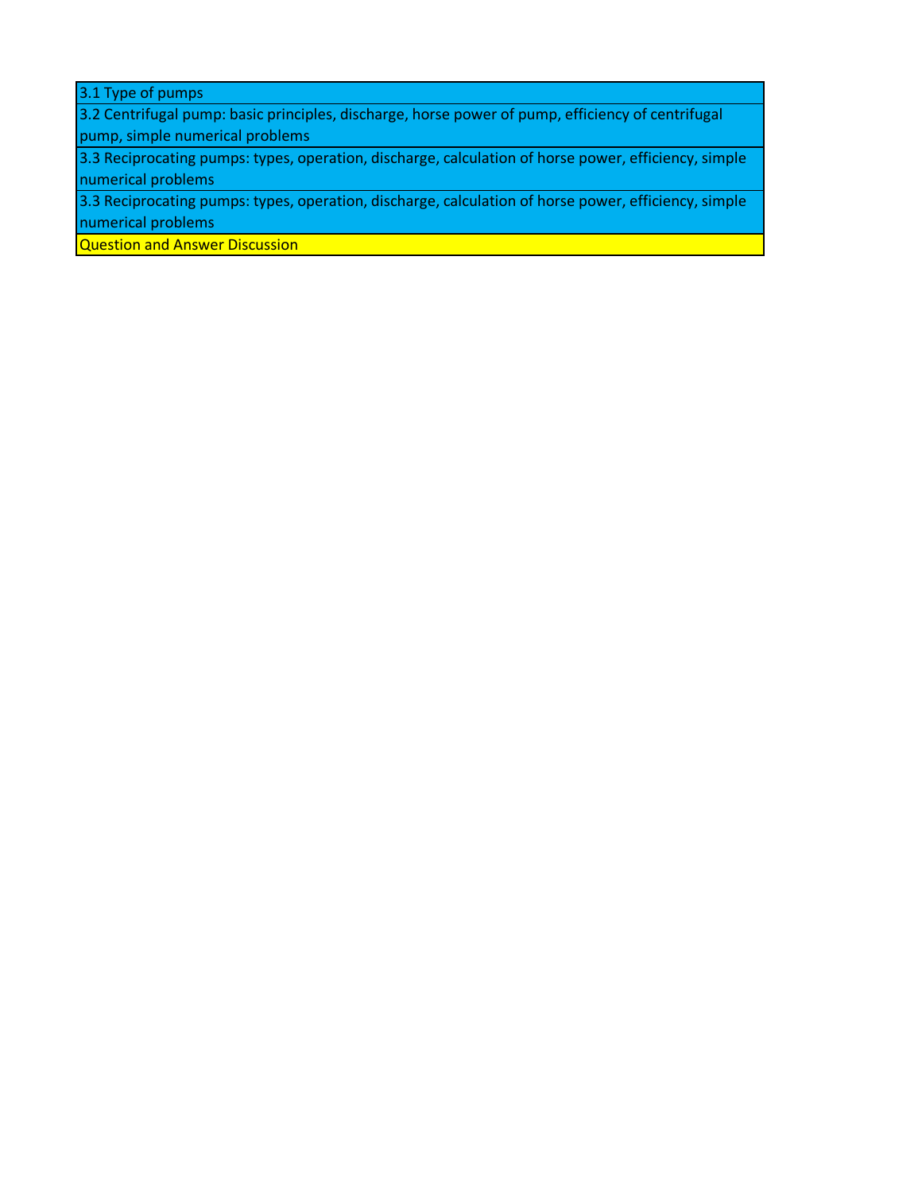| |
|---|
| 3.1 Type of pumps |
| 3.2 Centrifugal pump: basic principles, discharge, horse power of pump, efficiency of centrifugal pump, simple numerical problems |
| 3.3 Reciprocating pumps: types, operation, discharge, calculation of horse power, efficiency, simple numerical problems |
| 3.3 Reciprocating pumps: types, operation, discharge, calculation of horse power, efficiency, simple numerical problems |
| Question and Answer Discussion |